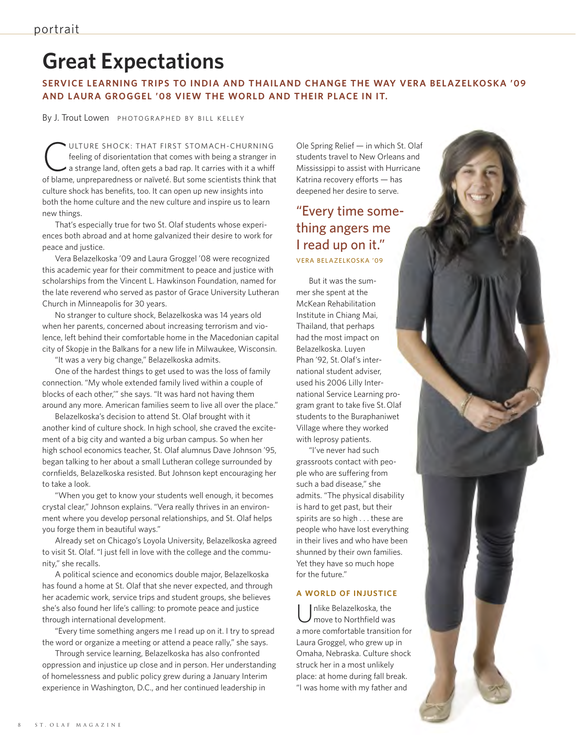# Great Expectations

## SERVICE LEARNING TRIPS TO INDIA AND THAILAND CHANGE THE WAY VERA BELAZELKOSKA '09 AND LAURA GROGGEL '08 VIEW THE WORLD AND THEIR PLACE IN IT.

By J. Trout Lowen PHOTOGRAPHED BY BILL KELLEY

CULTURE SHOCK: THAT FIRST STOMACH-CHURNING feeling of disorientation that comes with being a stranger in a strange land, often gets a bad rap. It carries with it a whiff of blame, unpreparedness or naïveté. But some scientists think that culture shock has benefits, too. It can open up new insights into both the home culture and the new culture and inspire us to learn new things.

That's especially true for two St. Olaf students whose experiences both abroad and at home galvanized their desire to work for peace and justice.

Vera Belazelkoska '09 and Laura Groggel '08 were recognized this academic year for their commitment to peace and justice with scholarships from the Vincent L. Hawkinson Foundation, named for the late reverend who served as pastor of Grace University Lutheran Church in Minneapolis for 30 years.

No stranger to culture shock, Belazelkoska was 14 years old when her parents, concerned about increasing terrorism and violence, left behind their comfortable home in the Macedonian capital city of Skopje in the Balkans for a new life in Milwaukee, Wisconsin.

"It was a very big change," Belazelkoska admits.

One of the hardest things to get used to was the loss of family connection. "My whole extended family lived within a couple of blocks of each other,'" she says. "It was hard not having them around any more. American families seem to live all over the place."

Belazelkoska's decision to attend St. Olaf brought with it another kind of culture shock. In high school, she craved the excitement of a big city and wanted a big urban campus. So when her high school economics teacher, St. Olaf alumnus Dave Johnson '95, began talking to her about a small Lutheran college surrounded by cornfields, Belazelkoska resisted. But Johnson kept encouraging her to take a look.

"When you get to know your students well enough, it becomes crystal clear," Johnson explains. "Vera really thrives in an environment where you develop personal relationships, and St. Olaf helps you forge them in beautiful ways."

Already set on Chicago's Loyola University, Belazelkoska agreed to visit St. Olaf. "I just fell in love with the college and the community," she recalls.

A political science and economics double major, Belazelkoska has found a home at St. Olaf that she never expected, and through her academic work, service trips and student groups, she believes she's also found her life's calling: to promote peace and justice through international development.

"Every time something angers me I read up on it. I try to spread the word or organize a meeting or attend a peace rally," she says.

Through service learning, Belazelkoska has also confronted oppression and injustice up close and in person. Her understanding of homelessness and public policy grew during a January Interim experience in Washington, D.C., and her continued leadership in Ole Spring Relief — in which St. Olaf students travel to New Orleans and Mississippi to assist with Hurricane Katrina recovery efforts — has deepened her desire to serve.

> "Every time something angers me I read up on it."
> VERA BELAZELKOSKA '09

But it was the summer she spent at the McKean Rehabilitation Institute in Chiang Mai, Thailand, that perhaps had the most impact on Belazelkoska. Luyen Phan '92, St. Olaf's international student adviser, used his 2006 Lilly International Service Learning program grant to take five St. Olaf students to the Buraphaniwet Village where they worked with leprosy patients.

"I've never had such grassroots contact with people who are suffering from such a bad disease," she admits. "The physical disability is hard to get past, but their spirits are so high . . . these are people who have lost everything in their lives and who have been shunned by their own families. Yet they have so much hope for the future."

### A WORLD OF INJUSTICE

Unlike Belazelkoska, the move to Northfield was a more comfortable transition for Laura Groggel, who grew up in Omaha, Nebraska. Culture shock struck her in a most unlikely place: at home during fall break. "I was home with my father and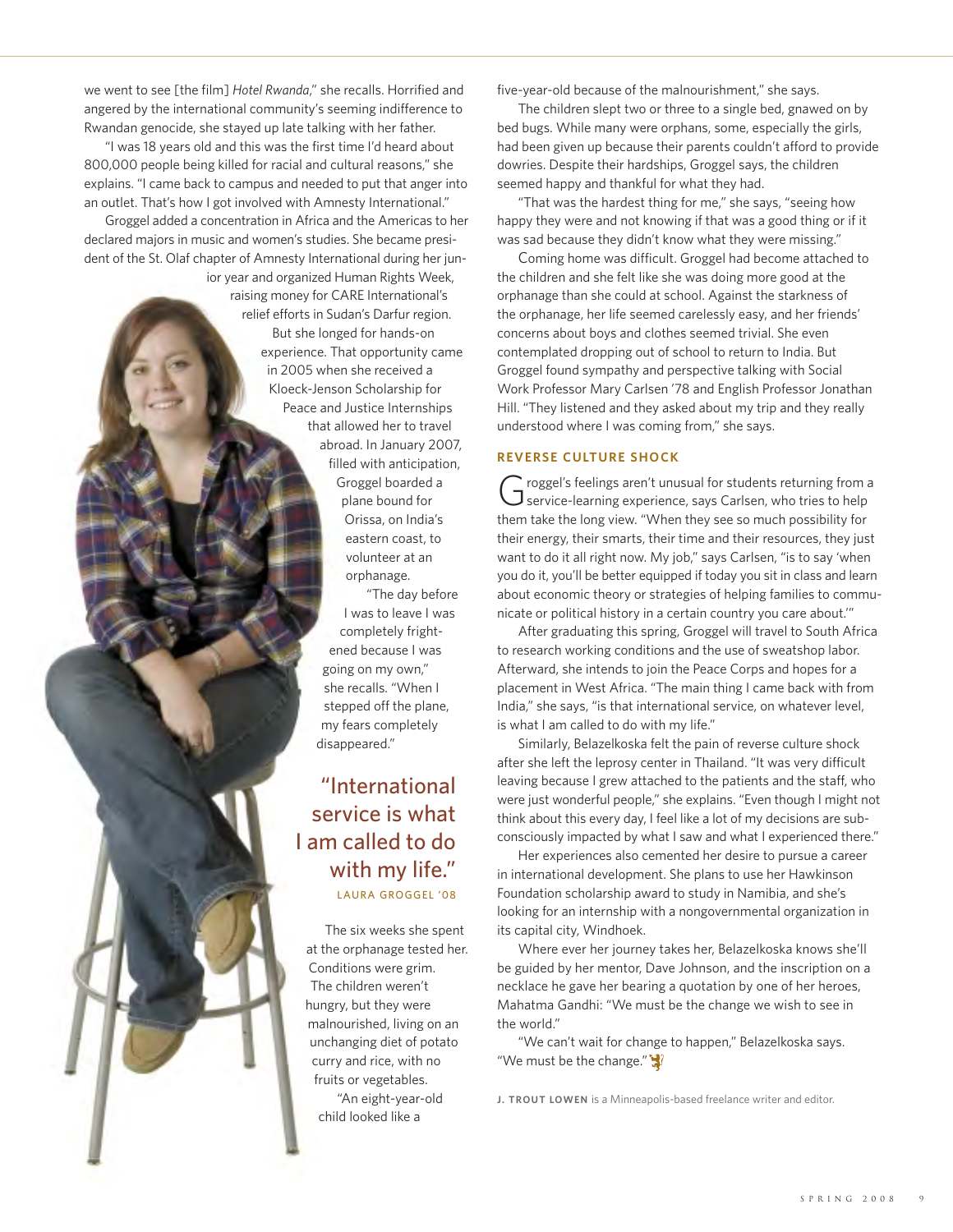we went to see [the film] *Hotel Rwanda*," she recalls. Horrified and angered by the international community's seeming indifference to Rwandan genocide, she stayed up late talking with her father.

"I was 18 years old and this was the first time I'd heard about 800,000 people being killed for racial and cultural reasons," she explains. "I came back to campus and needed to put that anger into an outlet. That's how I got involved with Amnesty International."

Groggel added a concentration in Africa and the Americas to her declared majors in music and women's studies. She became president of the St. Olaf chapter of Amnesty International during her junior year and organized Human Rights Week, raising money for CARE International's relief efforts in Sudan's Darfur region. But she longed for hands-on experience. That opportunity came in 2005 when she received a Kloeck-Jenson Scholarship for Peace and Justice Internships that allowed her to travel abroad. In January 2007, filled with anticipation, Groggel boarded a plane bound for Orissa, on India's eastern coast, to volunteer at an orphanage.

"The day before I was to leave I was completely frightened because I was going on my own," she recalls. "When I stepped off the plane, my fears completely disappeared."

> "International service is what I am called to do with my life."
> LAURA GROGGEL '08

The six weeks she spent at the orphanage tested her. Conditions were grim. The children weren't hungry, but they were malnourished, living on an unchanging diet of potato curry and rice, with no fruits or vegetables.

"An eight-year-old child looked like a five-year-old because of the malnourishment," she says.

The children slept two or three to a single bed, gnawed on by bed bugs. While many were orphans, some, especially the girls, had been given up because their parents couldn't afford to provide dowries. Despite their hardships, Groggel says, the children seemed happy and thankful for what they had.

"That was the hardest thing for me," she says, "seeing how happy they were and not knowing if that was a good thing or if it was sad because they didn't know what they were missing."

Coming home was difficult. Groggel had become attached to the children and she felt like she was doing more good at the orphanage than she could at school. Against the starkness of the orphanage, her life seemed carelessly easy, and her friends' concerns about boys and clothes seemed trivial. She even contemplated dropping out of school to return to India. But Groggel found sympathy and perspective talking with Social Work Professor Mary Carlsen '78 and English Professor Jonathan Hill. "They listened and they asked about my trip and they really understood where I was coming from," she says.

## REVERSE CULTURE SHOCK

Groggel's feelings aren't unusual for students returning from a service-learning experience, says Carlsen, who tries to help them take the long view. "When they see so much possibility for their energy, their smarts, their time and their resources, they just want to do it all right now. My job," says Carlsen, "is to say 'when you do it, you'll be better equipped if today you sit in class and learn about economic theory or strategies of helping families to communicate or political history in a certain country you care about.'"

After graduating this spring, Groggel will travel to South Africa to research working conditions and the use of sweatshop labor. Afterward, she intends to join the Peace Corps and hopes for a placement in West Africa. "The main thing I came back with from India," she says, "is that international service, on whatever level, is what I am called to do with my life."

Similarly, Belazelkoska felt the pain of reverse culture shock after she left the leprosy center in Thailand. "It was very difficult leaving because I grew attached to the patients and the staff, who were just wonderful people," she explains. "Even though I might not think about this every day, I feel like a lot of my decisions are subconsciously impacted by what I saw and what I experienced there."

Her experiences also cemented her desire to pursue a career in international development. She plans to use her Hawkinson Foundation scholarship award to study in Namibia, and she's looking for an internship with a nongovernmental organization in its capital city, Windhoek.

Where ever her journey takes her, Belazelkoska knows she'll be guided by her mentor, Dave Johnson, and the inscription on a necklace he gave her bearing a quotation by one of her heroes, Mahatma Gandhi: "We must be the change we wish to see in the world."

"We can't wait for change to happen," Belazelkoska says. "We must be the change."

**J. TROUT LOWEN** is a Minneapolis-based freelance writer and editor.